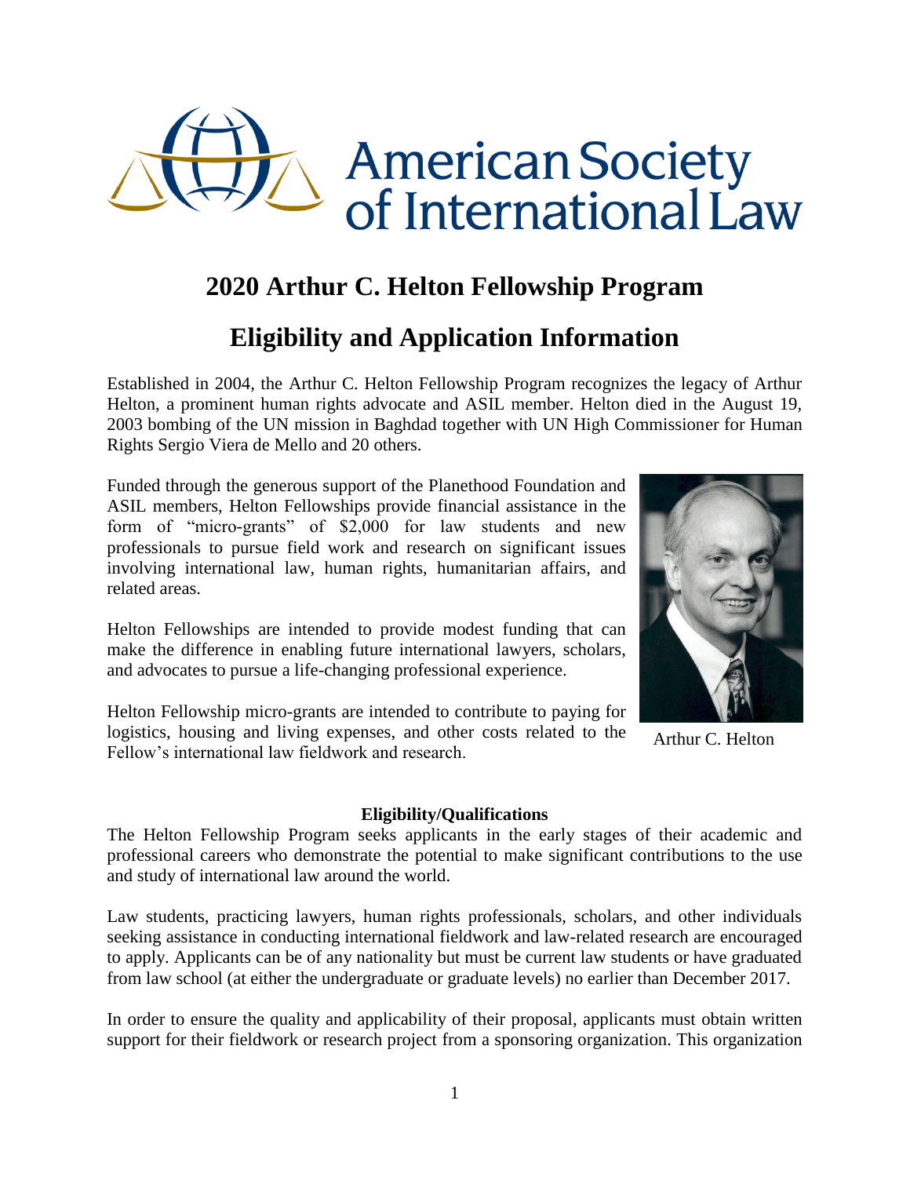American Society of International Law

# 2020 Arthur C. Helton Fellowship Program

# Eligibility and Application Information

Established in 2004, the Arthur C. Helton Fellowship Program recognizes the legacy of Arthur Helton, a prominent human rights advocate and ASIL member. Helton died in the August 19, 2003 bombing of the UN mission in Baghdad together with UN High Commissioner for Human Rights Sergio Viera de Mello and 20 others.

Funded through the generous support of the Planethood Foundation and ASIL members, Helton Fellowships provide financial assistance in the form of "micro-grants" of $2,000 for law students and new professionals to pursue field work and research on significant issues involving international law, human rights, humanitarian affairs, and related areas.

Helton Fellowships are intended to provide modest funding that can make the difference in enabling future international lawyers, scholars, and advocates to pursue a life-changing professional experience.

Helton Fellowship micro-grants are intended to contribute to paying for logistics, housing and living expenses, and other costs related to the Fellow's international law fieldwork and research.

Arthur C. Helton

**Eligibility/Qualifications**

The Helton Fellowship Program seeks applicants in the early stages of their academic and professional careers who demonstrate the potential to make significant contributions to the use and study of international law around the world.

Law students, practicing lawyers, human rights professionals, scholars, and other individuals seeking assistance in conducting international fieldwork and law-related research are encouraged to apply. Applicants can be of any nationality but must be current law students or have graduated from law school (at either the undergraduate or graduate levels) no earlier than December 2017.

In order to ensure the quality and applicability of their proposal, applicants must obtain written support for their fieldwork or research project from a sponsoring organization. This organization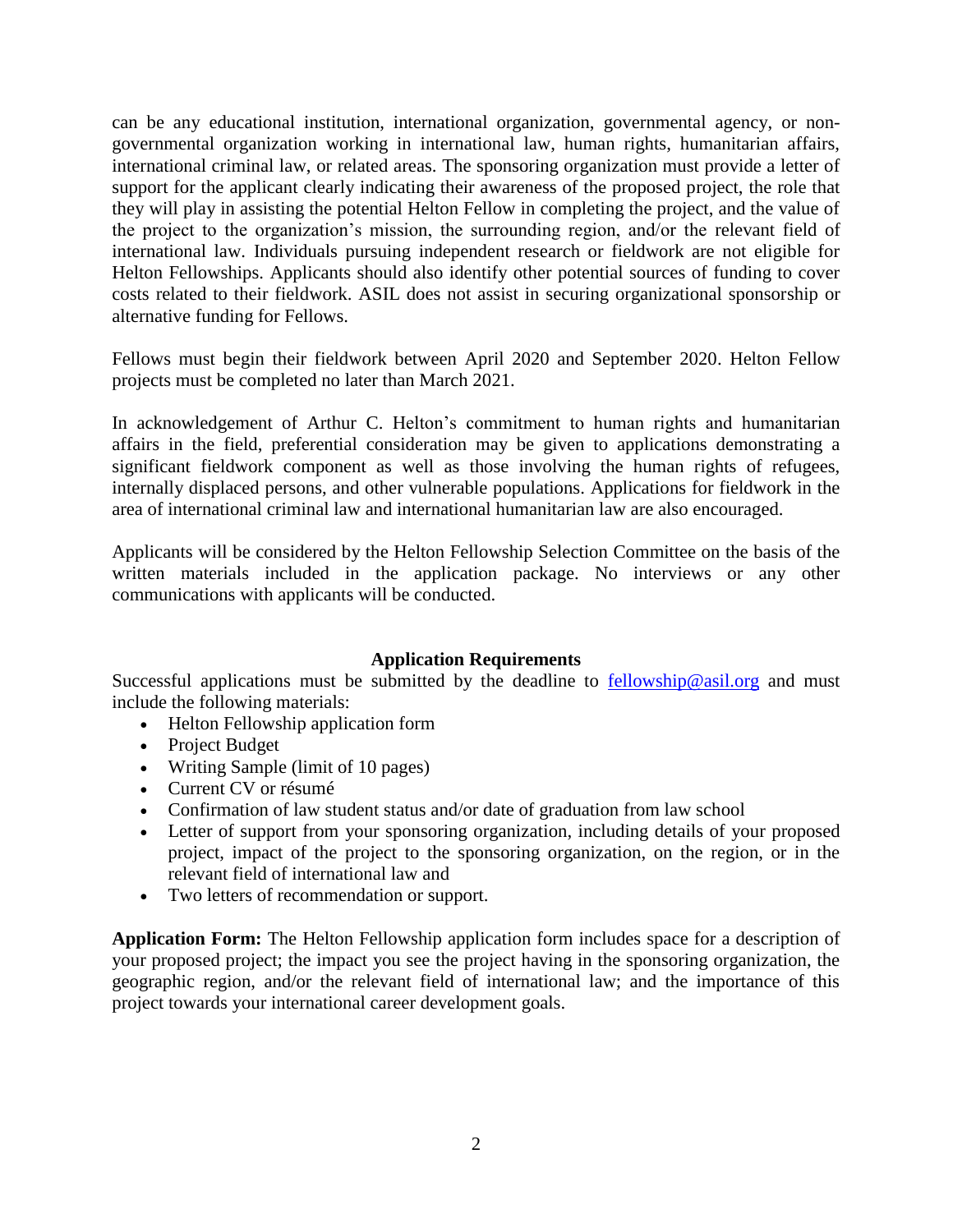can be any educational institution, international organization, governmental agency, or non-governmental organization working in international law, human rights, humanitarian affairs, international criminal law, or related areas. The sponsoring organization must provide a letter of support for the applicant clearly indicating their awareness of the proposed project, the role that they will play in assisting the potential Helton Fellow in completing the project, and the value of the project to the organization's mission, the surrounding region, and/or the relevant field of international law. Individuals pursuing independent research or fieldwork are not eligible for Helton Fellowships. Applicants should also identify other potential sources of funding to cover costs related to their fieldwork. ASIL does not assist in securing organizational sponsorship or alternative funding for Fellows.

Fellows must begin their fieldwork between April 2020 and September 2020. Helton Fellow projects must be completed no later than March 2021.

In acknowledgement of Arthur C. Helton's commitment to human rights and humanitarian affairs in the field, preferential consideration may be given to applications demonstrating a significant fieldwork component as well as those involving the human rights of refugees, internally displaced persons, and other vulnerable populations. Applications for fieldwork in the area of international criminal law and international humanitarian law are also encouraged.

Applicants will be considered by the Helton Fellowship Selection Committee on the basis of the written materials included in the application package. No interviews or any other communications with applicants will be conducted.

## Application Requirements

Successful applications must be submitted by the deadline to fellowship@asil.org and must include the following materials:

- Helton Fellowship application form
- Project Budget
- Writing Sample (limit of 10 pages)
- Current CV or résumé
- Confirmation of law student status and/or date of graduation from law school
- Letter of support from your sponsoring organization, including details of your proposed project, impact of the project to the sponsoring organization, on the region, or in the relevant field of international law and
- Two letters of recommendation or support.

**Application Form:** The Helton Fellowship application form includes space for a description of your proposed project; the impact you see the project having in the sponsoring organization, the geographic region, and/or the relevant field of international law; and the importance of this project towards your international career development goals.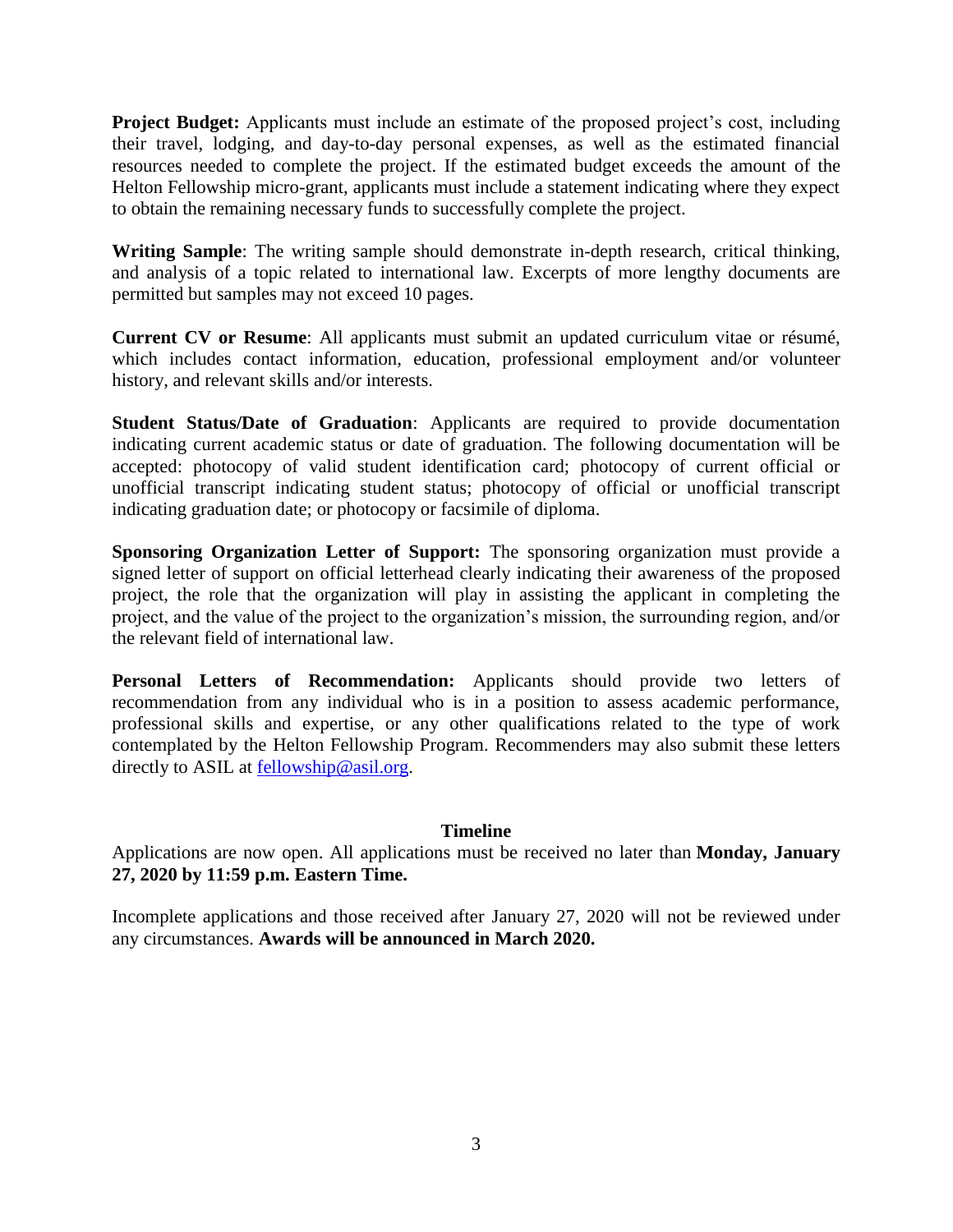**Project Budget:** Applicants must include an estimate of the proposed project's cost, including their travel, lodging, and day-to-day personal expenses, as well as the estimated financial resources needed to complete the project. If the estimated budget exceeds the amount of the Helton Fellowship micro-grant, applicants must include a statement indicating where they expect to obtain the remaining necessary funds to successfully complete the project.

**Writing Sample**: The writing sample should demonstrate in-depth research, critical thinking, and analysis of a topic related to international law. Excerpts of more lengthy documents are permitted but samples may not exceed 10 pages.

**Current CV or Resume**: All applicants must submit an updated curriculum vitae or résumé, which includes contact information, education, professional employment and/or volunteer history, and relevant skills and/or interests.

**Student Status/Date of Graduation**: Applicants are required to provide documentation indicating current academic status or date of graduation. The following documentation will be accepted: photocopy of valid student identification card; photocopy of current official or unofficial transcript indicating student status; photocopy of official or unofficial transcript indicating graduation date; or photocopy or facsimile of diploma.

**Sponsoring Organization Letter of Support:** The sponsoring organization must provide a signed letter of support on official letterhead clearly indicating their awareness of the proposed project, the role that the organization will play in assisting the applicant in completing the project, and the value of the project to the organization's mission, the surrounding region, and/or the relevant field of international law.

**Personal Letters of Recommendation:** Applicants should provide two letters of recommendation from any individual who is in a position to assess academic performance, professional skills and expertise, or any other qualifications related to the type of work contemplated by the Helton Fellowship Program. Recommenders may also submit these letters directly to ASIL at fellowship@asil.org.

## Timeline

Applications are now open. All applications must be received no later than **Monday, January 27, 2020 by 11:59 p.m. Eastern Time.**

Incomplete applications and those received after January 27, 2020 will not be reviewed under any circumstances. **Awards will be announced in March 2020.**